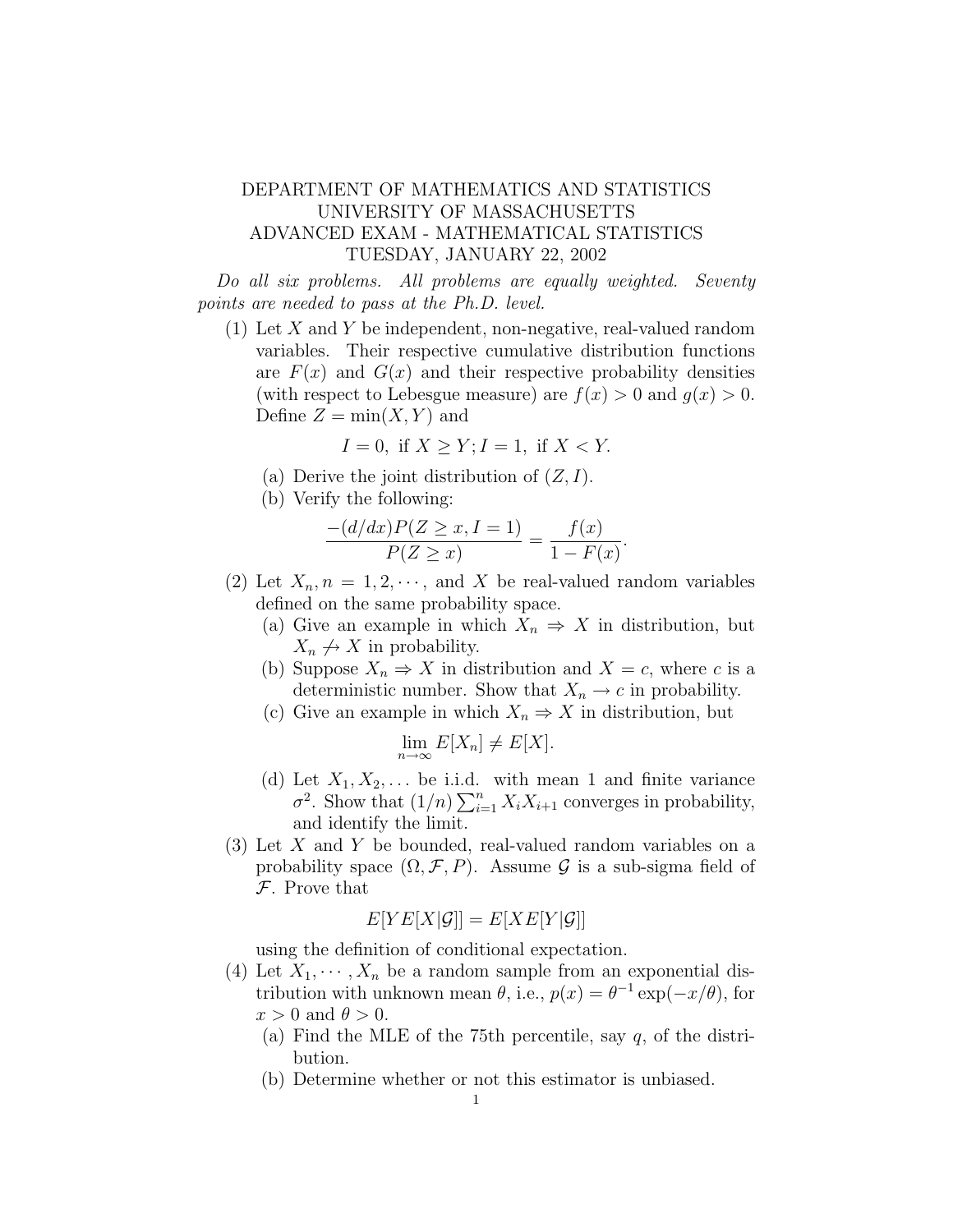# DEPARTMENT OF MATHEMATICS AND STATISTICS
# UNIVERSITY OF MASSACHUSETTS
# ADVANCED EXAM - MATHEMATICAL STATISTICS
# TUESDAY, JANUARY 22, 2002

*Do all six problems. All problems are equally weighted. Seventy points are needed to pass at the Ph.D. level.*

(1) Let $X$ and $Y$ be independent, non-negative, real-valued random variables. Their respective cumulative distribution functions are $F(x)$ and $G(x)$ and their respective probability densities (with respect to Lebesgue measure) are $f(x) > 0$ and $g(x) > 0$. Define $Z = \min(X, Y)$ and

$$I = 0, \text{ if } X \geq Y; I = 1, \text{ if } X < Y.$$

(a) Derive the joint distribution of $(Z, I)$.

(b) Verify the following:

$$\frac{-(d/dx)P(Z \geq x, I = 1)}{P(Z \geq x)} = \frac{f(x)}{1 - F(x)}.$$

(2) Let $X_n, n = 1, 2, \cdots,$ and $X$ be real-valued random variables defined on the same probability space.

(a) Give an example in which $X_n \Rightarrow X$ in distribution, but $X_n \not\to X$ in probability.

(b) Suppose $X_n \Rightarrow X$ in distribution and $X = c$, where $c$ is a deterministic number. Show that $X_n \to c$ in probability.

(c) Give an example in which $X_n \Rightarrow X$ in distribution, but

$$\lim_{n \to \infty} E[X_n] \neq E[X].$$

(d) Let $X_1, X_2, \ldots$ be i.i.d. with mean 1 and finite variance $\sigma^2$. Show that $(1/n) \sum_{i=1}^{n} X_i X_{i+1}$ converges in probability, and identify the limit.

(3) Let $X$ and $Y$ be bounded, real-valued random variables on a probability space $(\Omega, \mathcal{F}, P)$. Assume $\mathcal{G}$ is a sub-sigma field of $\mathcal{F}$. Prove that

$$E[YE[X|\mathcal{G}]] = E[XE[Y|\mathcal{G}]]$$

using the definition of conditional expectation.

(4) Let $X_1, \cdots, X_n$ be a random sample from an exponential distribution with unknown mean $\theta$, i.e., $p(x) = \theta^{-1} \exp(-x/\theta)$, for $x > 0$ and $\theta > 0$.

(a) Find the MLE of the 75th percentile, say $q$, of the distribution.

(b) Determine whether or not this estimator is unbiased.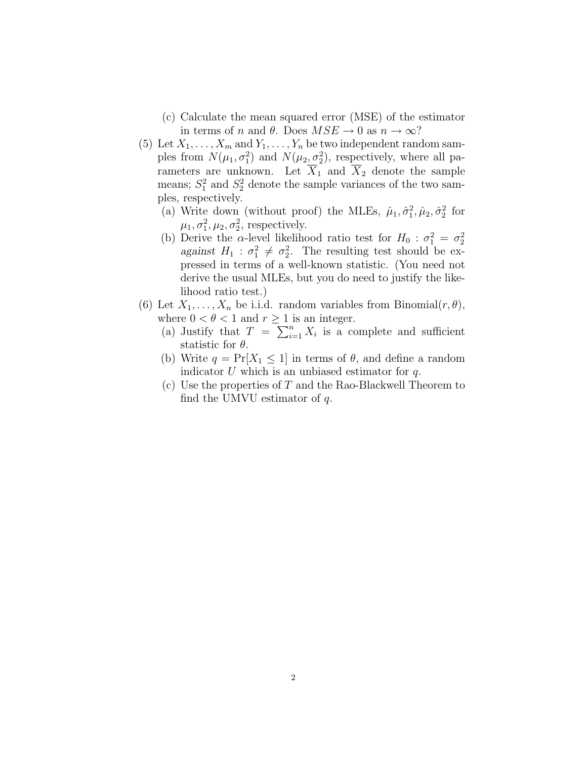(c) Calculate the mean squared error (MSE) of the estimator in terms of $n$ and $\theta$. Does $MSE \to 0$ as $n \to \infty$?

(5) Let $X_1, \ldots, X_m$ and $Y_1, \ldots, Y_n$ be two independent random samples from $N(\mu_1, \sigma_1^2)$ and $N(\mu_2, \sigma_2^2)$, respectively, where all parameters are unknown. Let $\overline{X}_1$ and $\overline{X}_2$ denote the sample means; $S_1^2$ and $S_2^2$ denote the sample variances of the two samples, respectively.

(a) Write down (without proof) the MLEs, $\hat{\mu}_1, \hat{\sigma}_1^2, \hat{\mu}_2, \hat{\sigma}_2^2$ for $\mu_1, \sigma_1^2, \mu_2, \sigma_2^2$, respectively.

(b) Derive the $\alpha$-level likelihood ratio test for $H_0 : \sigma_1^2 = \sigma_2^2$ against $H_1 : \sigma_1^2 \neq \sigma_2^2$. The resulting test should be expressed in terms of a well-known statistic. (You need not derive the usual MLEs, but you do need to justify the likelihood ratio test.)

(6) Let $X_1, \ldots, X_n$ be i.i.d. random variables from Binomial$(r, \theta)$, where $0 < \theta < 1$ and $r \geq 1$ is an integer.

(a) Justify that $T = \sum_{i=1}^{n} X_i$ is a complete and sufficient statistic for $\theta$.

(b) Write $q = \Pr[X_1 \leq 1]$ in terms of $\theta$, and define a random indicator $U$ which is an unbiased estimator for $q$.

(c) Use the properties of $T$ and the Rao-Blackwell Theorem to find the UMVU estimator of $q$.